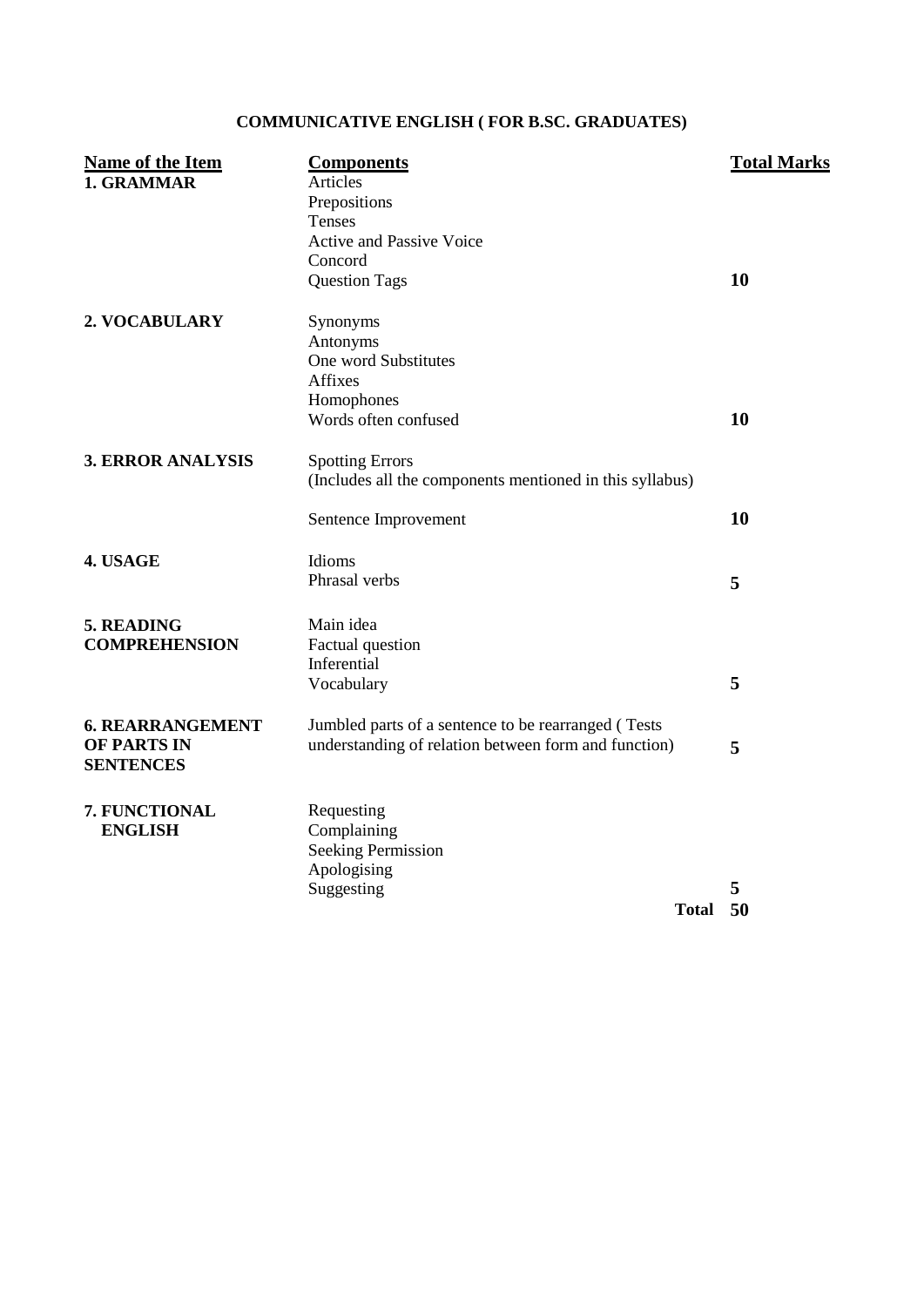# COMMUNICATIVE ENGLISH ( FOR B.SC. GRADUATES)

| Name of the Item | Components | Total Marks |
| --- | --- | --- |
| **1. GRAMMAR** | Articles<br>Prepositions<br>Tenses<br>Active and Passive Voice<br>Concord<br>Question Tags | **10** |
| **2. VOCABULARY** | Synonyms<br>Antonyms<br>One word Substitutes<br>Affixes<br>Homophones<br>Words often confused | **10** |
| **3. ERROR ANALYSIS** | Spotting Errors<br>(Includes all the components mentioned in this syllabus)<br><br>Sentence Improvement | **10** |
| **4. USAGE** | Idioms<br>Phrasal verbs | **5** |
| **5. READING COMPREHENSION** | Main idea<br>Factual question<br>Inferential<br>Vocabulary | **5** |
| **6. REARRANGEMENT OF PARTS IN SENTENCES** | Jumbled parts of a sentence to be rearranged ( Tests understanding of relation between form and function) | **5** |
| **7. FUNCTIONAL ENGLISH** | Requesting<br>Complaining<br>Seeking Permission<br>Apologising<br>Suggesting | **5** |
| | **Total** | **50** |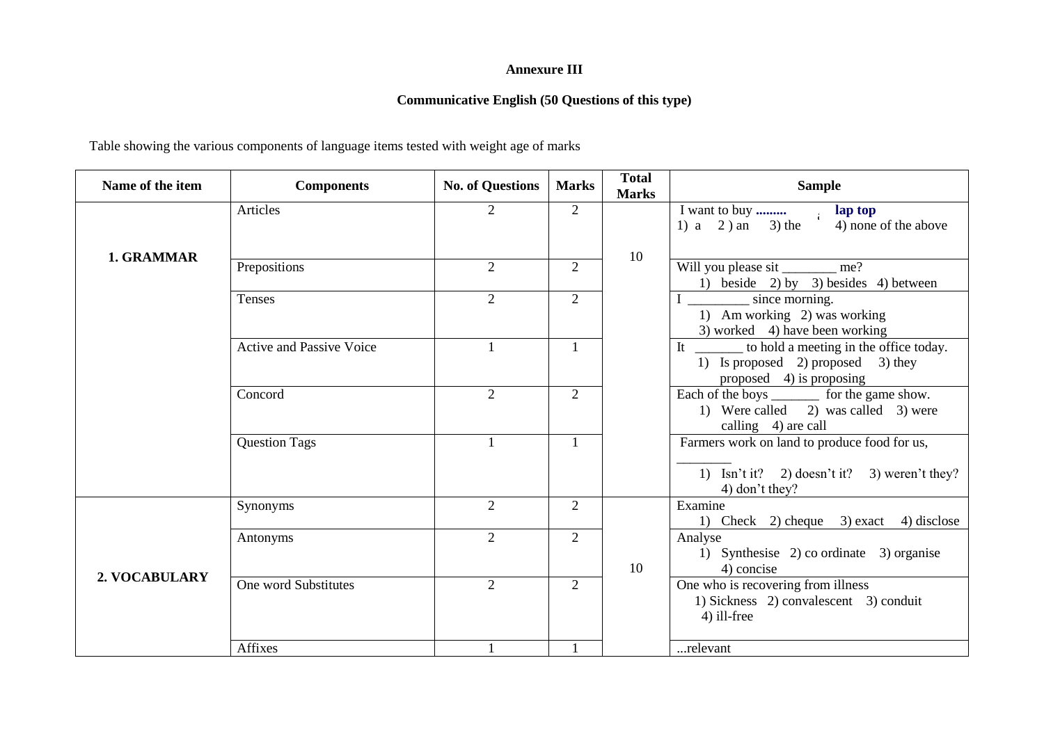**Annexure III**

**Communicative English (50 Questions of this type)**

Table showing the various components of language items tested with weight age of marks

| Name of the item | Components | No. of Questions | Marks | Total Marks | Sample |
|---|---|---|---|---|---|
| **1. GRAMMAR** | Articles | 2 | 2 | 10 | I want to buy **.........** **lap top**<br>1) a 2 ) an 3) the 4) none of the above |
| | Prepositions | 2 | 2 | | Will you please sit ________ me?<br>1) beside 2) by 3) besides 4) between |
| | Tenses | 2 | 2 | | I _________ since morning.<br>1) Am working 2) was working<br>3) worked 4) have been working |
| | Active and Passive Voice | 1 | 1 | | It _______ to hold a meeting in the office today.<br>1) Is proposed 2) proposed 3) they proposed 4) is proposing |
| | Concord | 2 | 2 | | Each of the boys _______ for the game show.<br>1) Were called 2) was called 3) were calling 4) are call |
| | Question Tags | 1 | 1 | | Farmers work on land to produce food for us, ________<br>1) Isn't it? 2) doesn't it? 3) weren't they? 4) don't they? |
| **2. VOCABULARY** | Synonyms | 2 | 2 | 10 | Examine<br>1) Check 2) cheque 3) exact 4) disclose |
| | Antonyms | 2 | 2 | | Analyse<br>1) Synthesise 2) co ordinate 3) organise 4) concise |
| | One word Substitutes | 2 | 2 | | One who is recovering from illness<br>1) Sickness 2) convalescent 3) conduit 4) ill-free |
| | Affixes | 1 | 1 | | ...relevant |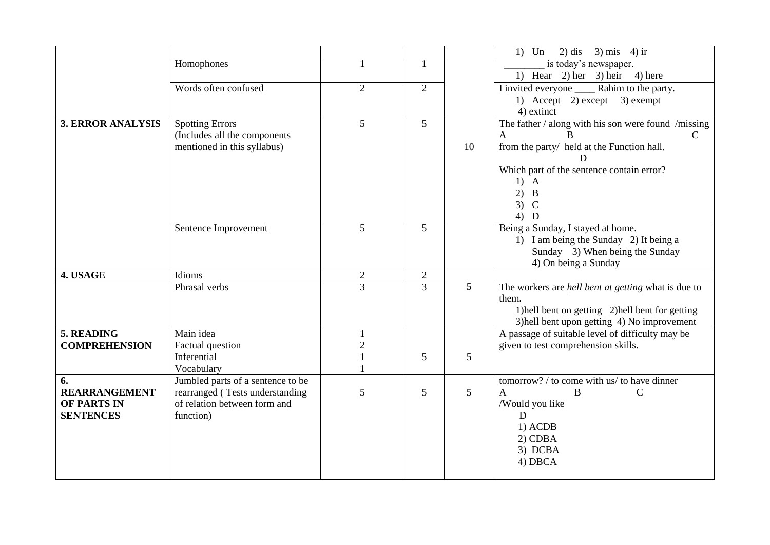| | | | | | |
|---|---|---|---|---|---|
| | | | | | 1) Un 2) dis 3) mis 4) ir |
| | Homophones | 1 | 1 | | _______ is today's newspaper.<br>1) Hear 2) her 3) heir 4) here |
| | Words often confused | 2 | 2 | | I invited everyone ____ Rahim to the party.<br>1) Accept 2) except 3) exempt<br>4) extinct |
| **3. ERROR ANALYSIS** | Spotting Errors<br>(Includes all the components mentioned in this syllabus) | 5 | 5 | 10 | The father / along with his son were found /missing<br>A B C<br>from the party/ held at the Function hall.<br>D<br>Which part of the sentence contain error?<br>1) A<br>2) B<br>3) C<br>4) D |
| | Sentence Improvement | 5 | 5 | | <u>Being a Sunday</u>, I stayed at home.<br>1) I am being the Sunday 2) It being a Sunday 3) When being the Sunday<br>4) On being a Sunday |
| **4. USAGE** | Idioms | 2 | 2 | 5 | |
| | Phrasal verbs | 3 | 3 | | The workers are <u>*hell bent at getting*</u> what is due to them.<br>1)hell bent on getting 2)hell bent for getting<br>3)hell bent upon getting 4) No improvement |
| **5. READING COMPREHENSION** | Main idea<br>Factual question<br>Inferential<br>Vocabulary | 1<br>2<br>1<br>1 | 5 | 5 | A passage of suitable level of difficulty may be given to test comprehension skills. |
| **6. REARRANGEMENT OF PARTS IN SENTENCES** | Jumbled parts of a sentence to be rearranged ( Tests understanding of relation between form and function) | 5 | 5 | 5 | tomorrow? / to come with us/ to have dinner<br>A B C<br>/Would you like<br>D<br>1) ACDB<br>2) CDBA<br>3) DCBA<br>4) DBCA |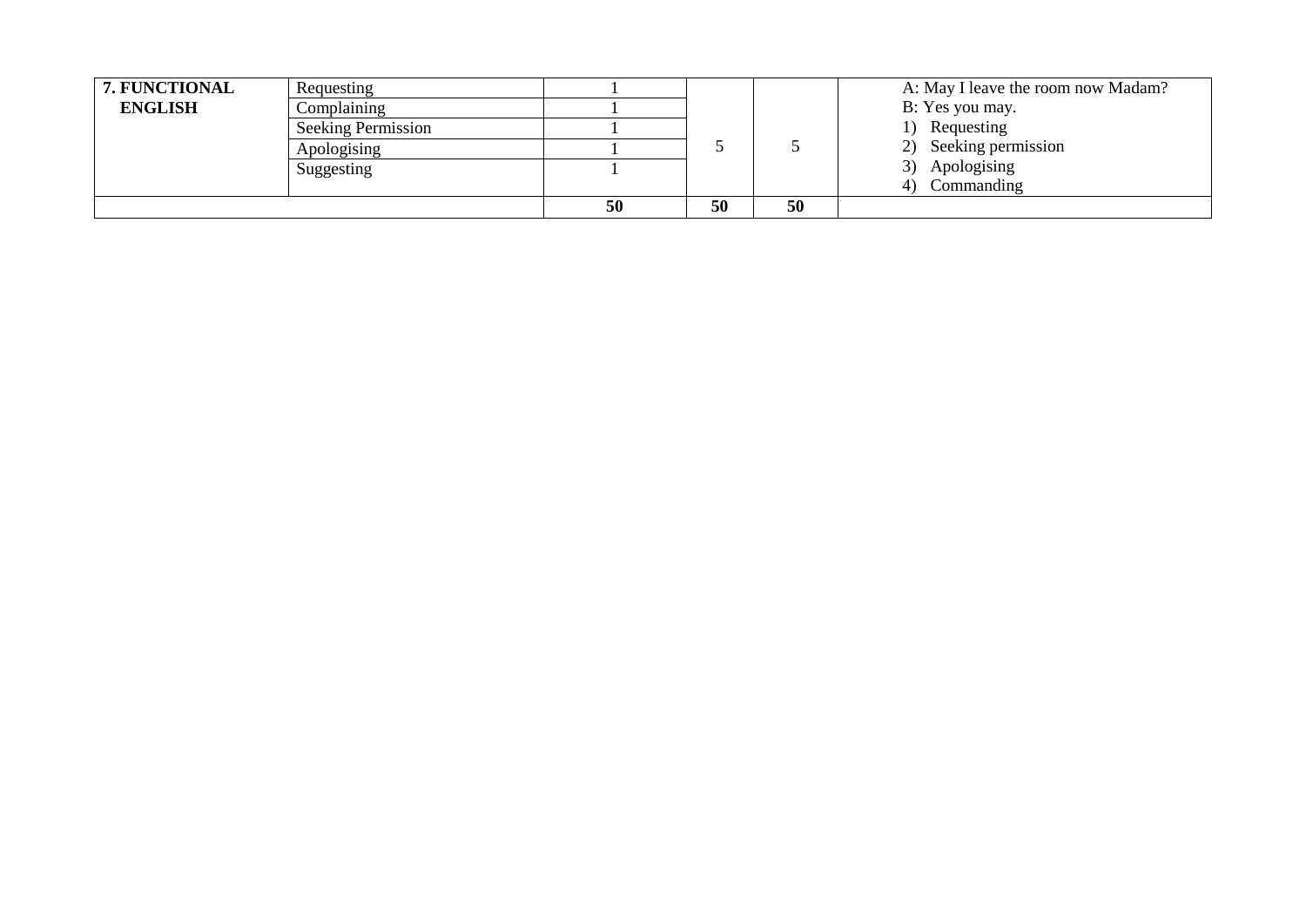| | | | | | |
|---|---|---|---|---|---|
| **7. FUNCTIONAL ENGLISH** | Requesting | 1 | 5 | 5 | A: May I leave the room now Madam?<br>B: Yes you may.<br>1) Requesting<br>2) Seeking permission<br>3) Apologising<br>4) Commanding |
| | Complaining | 1 | | | |
| | Seeking Permission | 1 | | | |
| | Apologising | 1 | | | |
| | Suggesting | 1 | | | |
| | | **50** | **50** | **50** | |